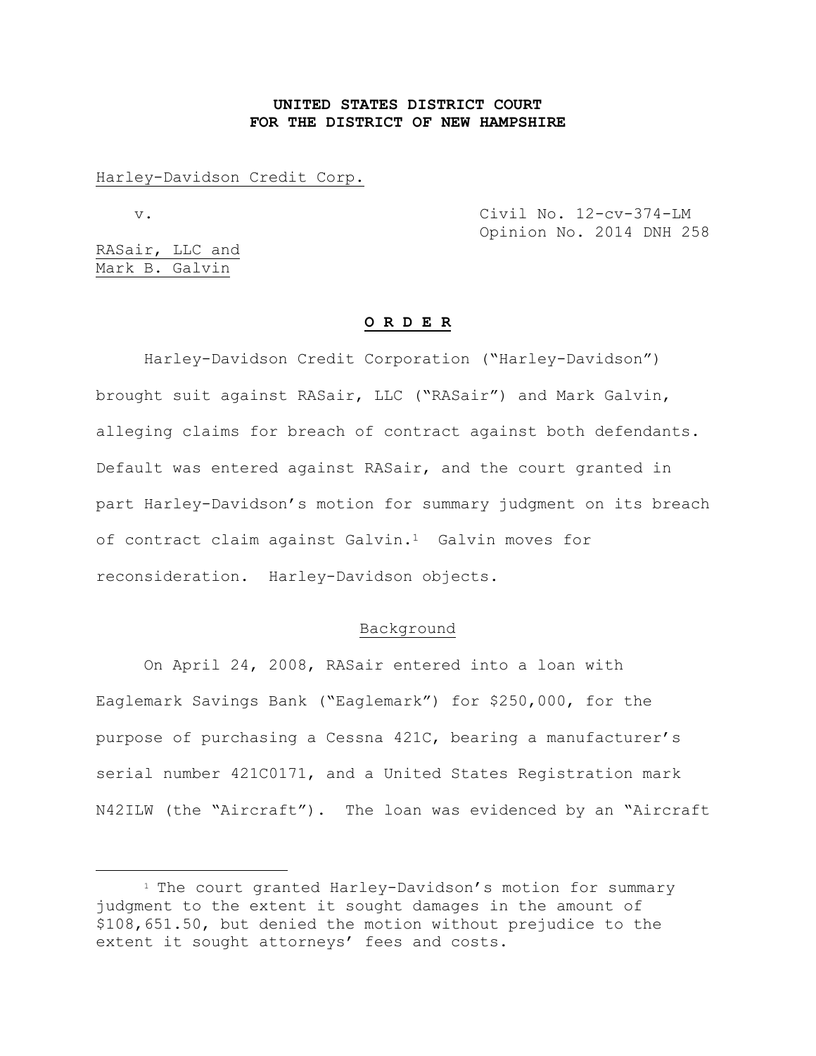**UNITED STATES DISTRICT COURT**
**FOR THE DISTRICT OF NEW HAMPSHIRE**

Harley-Davidson Credit Corp.

v. Civil No. 12-cv-374-LM
Opinion No. 2014 DNH 258

RASair, LLC and
Mark B. Galvin

**O R D E R**

Harley-Davidson Credit Corporation ("Harley-Davidson") brought suit against RASair, LLC ("RASair") and Mark Galvin, alleging claims for breach of contract against both defendants. Default was entered against RASair, and the court granted in part Harley-Davidson's motion for summary judgment on its breach of contract claim against Galvin.[1] Galvin moves for reconsideration. Harley-Davidson objects.

Background

On April 24, 2008, RASair entered into a loan with Eaglemark Savings Bank ("Eaglemark") for $250,000, for the purpose of purchasing a Cessna 421C, bearing a manufacturer's serial number 421C0171, and a United States Registration mark N42ILW (the "Aircraft"). The loan was evidenced by an "Aircraft

[1] The court granted Harley-Davidson's motion for summary judgment to the extent it sought damages in the amount of $108,651.50, but denied the motion without prejudice to the extent it sought attorneys' fees and costs.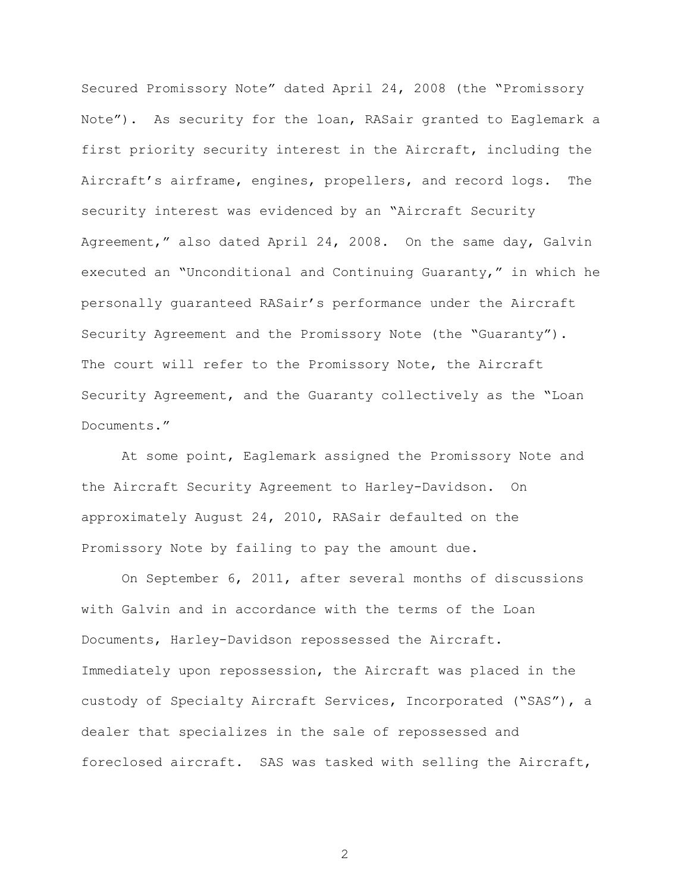Secured Promissory Note" dated April 24, 2008 (the "Promissory Note"). As security for the loan, RASair granted to Eaglemark a first priority security interest in the Aircraft, including the Aircraft's airframe, engines, propellers, and record logs. The security interest was evidenced by an "Aircraft Security Agreement," also dated April 24, 2008. On the same day, Galvin executed an "Unconditional and Continuing Guaranty," in which he personally guaranteed RASair's performance under the Aircraft Security Agreement and the Promissory Note (the "Guaranty"). The court will refer to the Promissory Note, the Aircraft Security Agreement, and the Guaranty collectively as the "Loan Documents."

At some point, Eaglemark assigned the Promissory Note and the Aircraft Security Agreement to Harley-Davidson. On approximately August 24, 2010, RASair defaulted on the Promissory Note by failing to pay the amount due.

On September 6, 2011, after several months of discussions with Galvin and in accordance with the terms of the Loan Documents, Harley-Davidson repossessed the Aircraft. Immediately upon repossession, the Aircraft was placed in the custody of Specialty Aircraft Services, Incorporated ("SAS"), a dealer that specializes in the sale of repossessed and foreclosed aircraft. SAS was tasked with selling the Aircraft,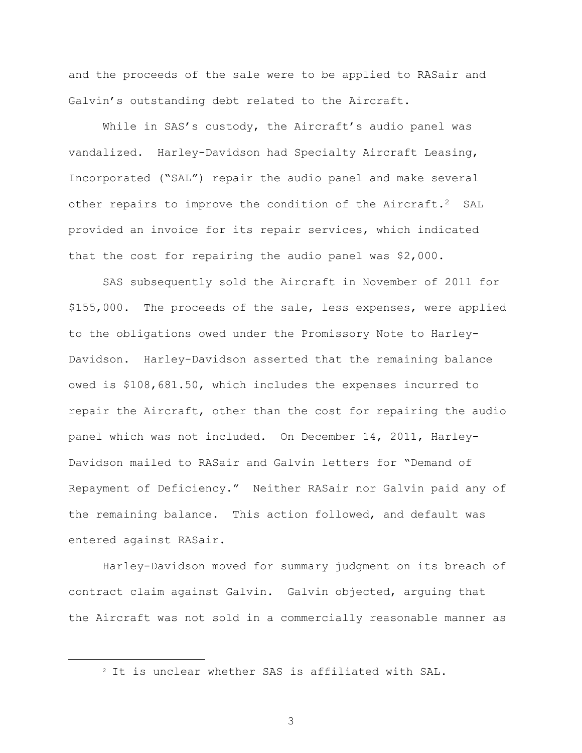and the proceeds of the sale were to be applied to RASair and Galvin's outstanding debt related to the Aircraft.

While in SAS's custody, the Aircraft's audio panel was vandalized. Harley-Davidson had Specialty Aircraft Leasing, Incorporated ("SAL") repair the audio panel and make several other repairs to improve the condition of the Aircraft.[2] SAL provided an invoice for its repair services, which indicated that the cost for repairing the audio panel was $2,000.

SAS subsequently sold the Aircraft in November of 2011 for $155,000. The proceeds of the sale, less expenses, were applied to the obligations owed under the Promissory Note to Harley-Davidson. Harley-Davidson asserted that the remaining balance owed is $108,681.50, which includes the expenses incurred to repair the Aircraft, other than the cost for repairing the audio panel which was not included. On December 14, 2011, Harley-Davidson mailed to RASair and Galvin letters for "Demand of Repayment of Deficiency." Neither RASair nor Galvin paid any of the remaining balance. This action followed, and default was entered against RASair.

Harley-Davidson moved for summary judgment on its breach of contract claim against Galvin. Galvin objected, arguing that the Aircraft was not sold in a commercially reasonable manner as

---

[2] It is unclear whether SAS is affiliated with SAL.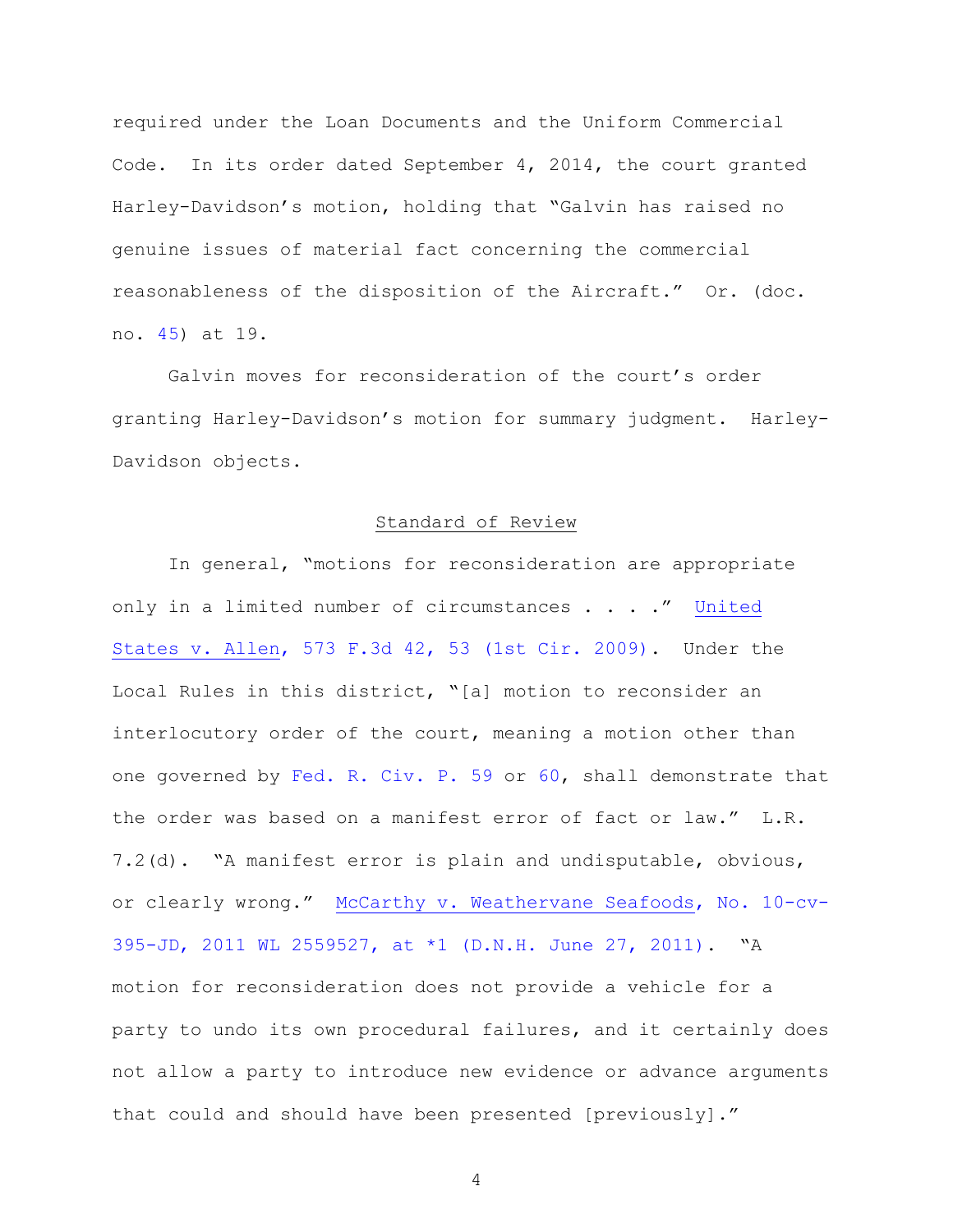required under the Loan Documents and the Uniform Commercial Code. In its order dated September 4, 2014, the court granted Harley-Davidson's motion, holding that "Galvin has raised no genuine issues of material fact concerning the commercial reasonableness of the disposition of the Aircraft." Or. (doc. no. 45) at 19.

Galvin moves for reconsideration of the court's order granting Harley-Davidson's motion for summary judgment. Harley-Davidson objects.

## Standard of Review

In general, "motions for reconsideration are appropriate only in a limited number of circumstances . . . ." United States v. Allen, 573 F.3d 42, 53 (1st Cir. 2009). Under the Local Rules in this district, "[a] motion to reconsider an interlocutory order of the court, meaning a motion other than one governed by Fed. R. Civ. P. 59 or 60, shall demonstrate that the order was based on a manifest error of fact or law." L.R. 7.2(d). "A manifest error is plain and undisputable, obvious, or clearly wrong." McCarthy v. Weathervane Seafoods, No. 10-cv-395-JD, 2011 WL 2559527, at *1 (D.N.H. June 27, 2011). "A motion for reconsideration does not provide a vehicle for a party to undo its own procedural failures, and it certainly does not allow a party to introduce new evidence or advance arguments that could and should have been presented [previously]."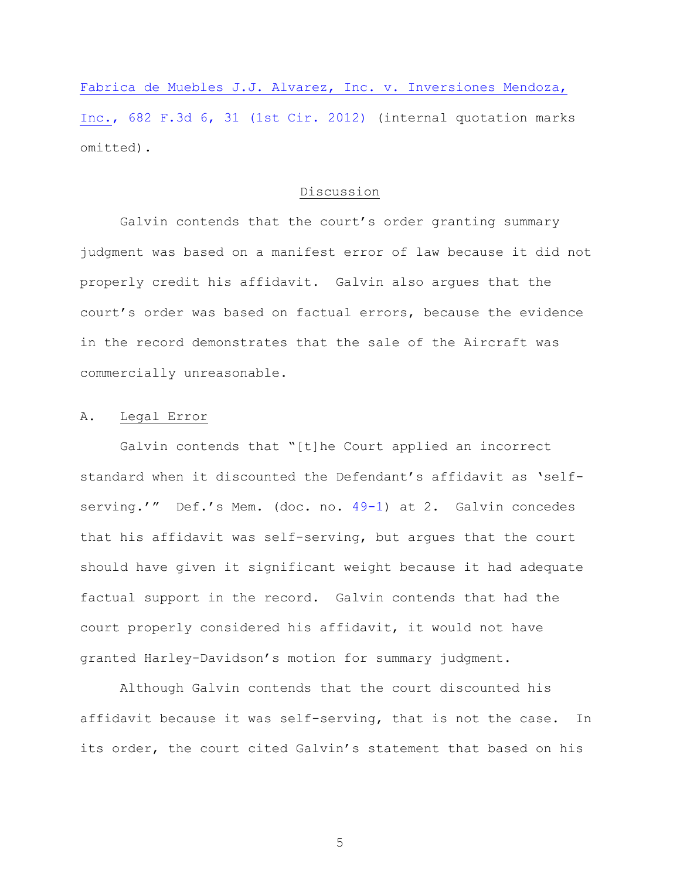Fabrica de Muebles J.J. Alvarez, Inc. v. Inversiones Mendoza, Inc., 682 F.3d 6, 31 (1st Cir. 2012) (internal quotation marks omitted).

## Discussion

Galvin contends that the court's order granting summary judgment was based on a manifest error of law because it did not properly credit his affidavit. Galvin also argues that the court's order was based on factual errors, because the evidence in the record demonstrates that the sale of the Aircraft was commercially unreasonable.

### A. Legal Error

Galvin contends that "[t]he Court applied an incorrect standard when it discounted the Defendant's affidavit as 'self-serving.'" Def.'s Mem. (doc. no. 49-1) at 2. Galvin concedes that his affidavit was self-serving, but argues that the court should have given it significant weight because it had adequate factual support in the record. Galvin contends that had the court properly considered his affidavit, it would not have granted Harley-Davidson's motion for summary judgment.

Although Galvin contends that the court discounted his affidavit because it was self-serving, that is not the case. In its order, the court cited Galvin's statement that based on his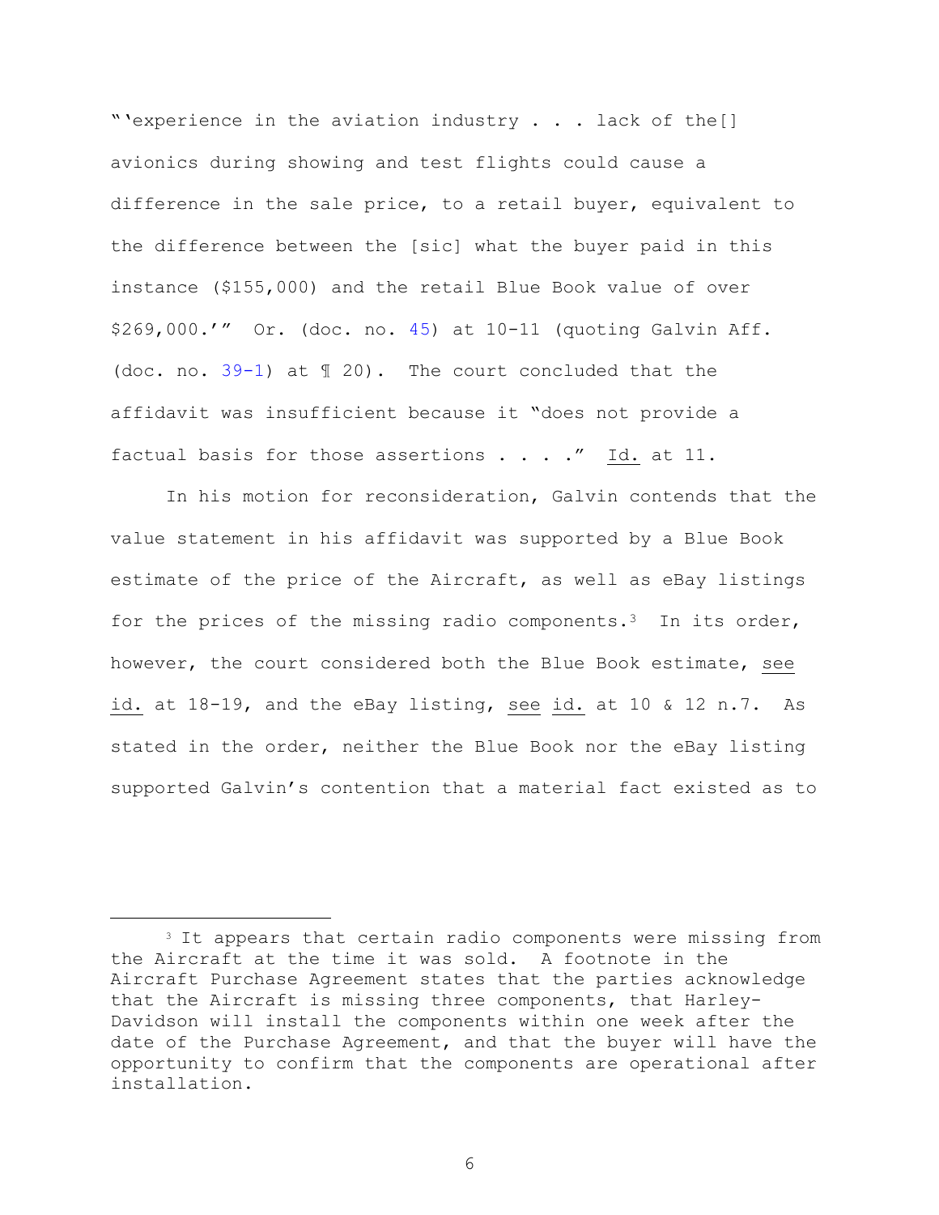"'experience in the aviation industry . . . lack of the[] avionics during showing and test flights could cause a difference in the sale price, to a retail buyer, equivalent to the difference between the [sic] what the buyer paid in this instance ($155,000) and the retail Blue Book value of over $269,000.'" Or. (doc. no. 45) at 10-11 (quoting Galvin Aff. (doc. no. 39-1) at ¶ 20). The court concluded that the affidavit was insufficient because it "does not provide a factual basis for those assertions . . . ." Id. at 11.

In his motion for reconsideration, Galvin contends that the value statement in his affidavit was supported by a Blue Book estimate of the price of the Aircraft, as well as eBay listings for the prices of the missing radio components.[3] In its order, however, the court considered both the Blue Book estimate, see id. at 18-19, and the eBay listing, see id. at 10 & 12 n.7. As stated in the order, neither the Blue Book nor the eBay listing supported Galvin's contention that a material fact existed as to

---

[3] It appears that certain radio components were missing from the Aircraft at the time it was sold. A footnote in the Aircraft Purchase Agreement states that the parties acknowledge that the Aircraft is missing three components, that Harley-Davidson will install the components within one week after the date of the Purchase Agreement, and that the buyer will have the opportunity to confirm that the components are operational after installation.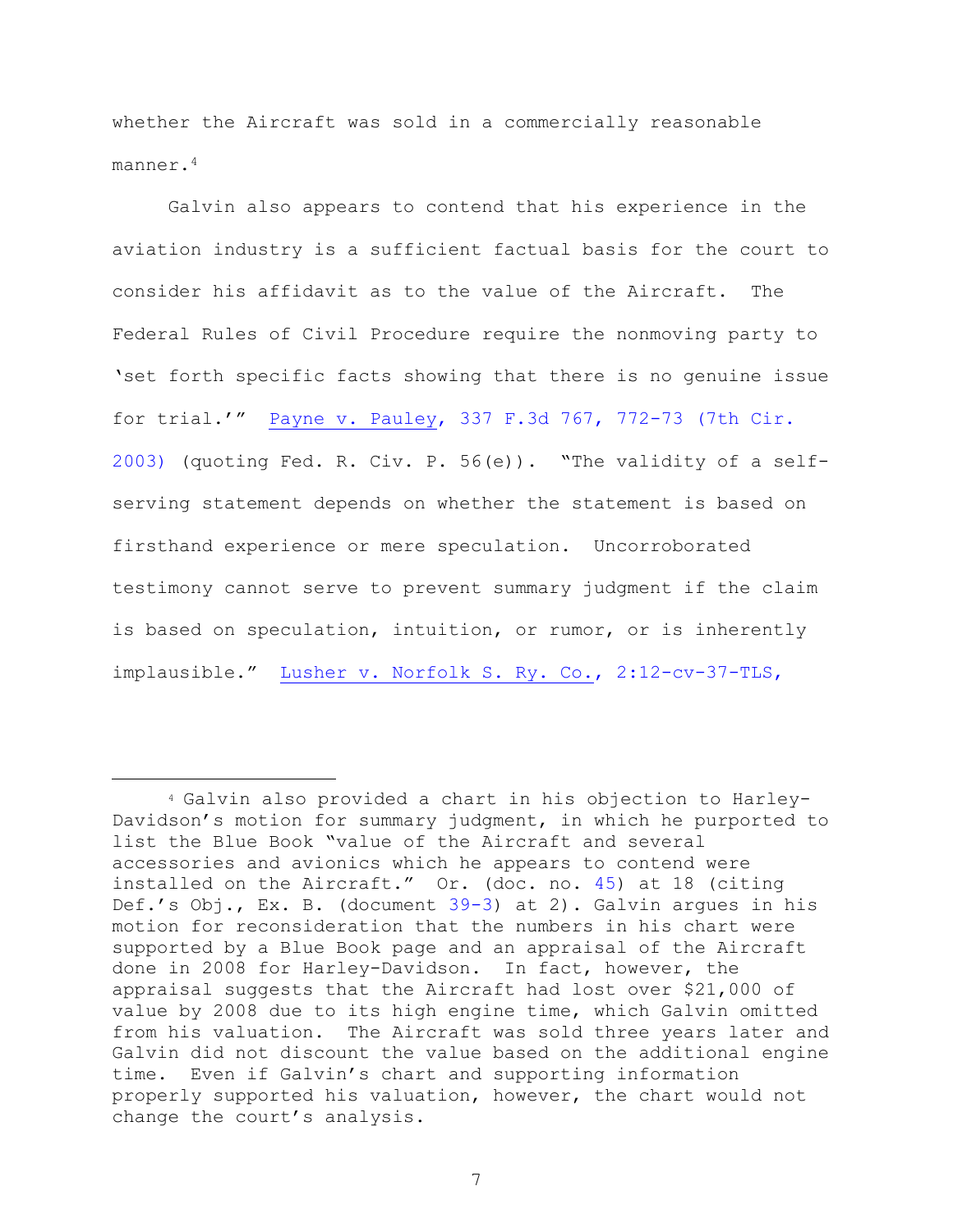whether the Aircraft was sold in a commercially reasonable manner.[4]

Galvin also appears to contend that his experience in the aviation industry is a sufficient factual basis for the court to consider his affidavit as to the value of the Aircraft. The Federal Rules of Civil Procedure require the nonmoving party to 'set forth specific facts showing that there is no genuine issue for trial.'" Payne v. Pauley, 337 F.3d 767, 772-73 (7th Cir. 2003) (quoting Fed. R. Civ. P. 56(e)). "The validity of a self-serving statement depends on whether the statement is based on firsthand experience or mere speculation. Uncorroborated testimony cannot serve to prevent summary judgment if the claim is based on speculation, intuition, or rumor, or is inherently implausible." Lusher v. Norfolk S. Ry. Co., 2:12-cv-37-TLS,

---

[4] Galvin also provided a chart in his objection to Harley-Davidson's motion for summary judgment, in which he purported to list the Blue Book "value of the Aircraft and several accessories and avionics which he appears to contend were installed on the Aircraft." Or. (doc. no. 45) at 18 (citing Def.'s Obj., Ex. B. (document 39-3) at 2). Galvin argues in his motion for reconsideration that the numbers in his chart were supported by a Blue Book page and an appraisal of the Aircraft done in 2008 for Harley-Davidson. In fact, however, the appraisal suggests that the Aircraft had lost over $21,000 of value by 2008 due to its high engine time, which Galvin omitted from his valuation. The Aircraft was sold three years later and Galvin did not discount the value based on the additional engine time. Even if Galvin's chart and supporting information properly supported his valuation, however, the chart would not change the court's analysis.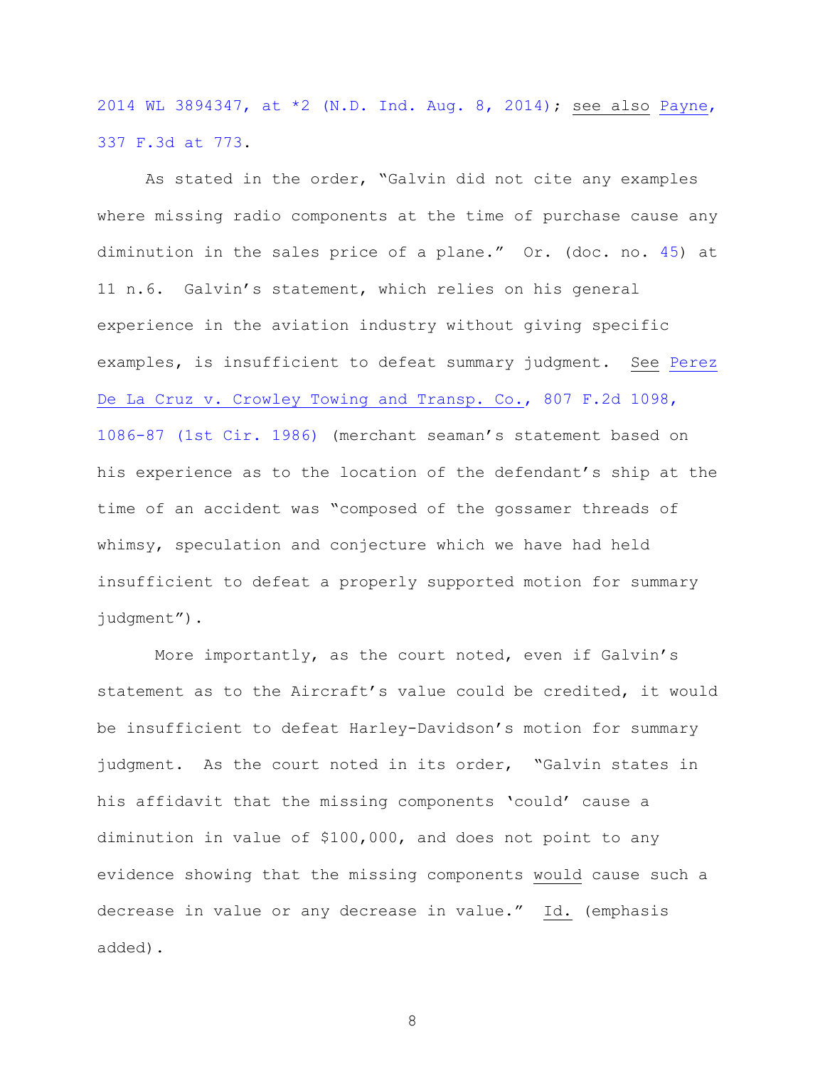2014 WL 3894347, at *2 (N.D. Ind. Aug. 8, 2014); see also Payne, 337 F.3d at 773.

As stated in the order, "Galvin did not cite any examples where missing radio components at the time of purchase cause any diminution in the sales price of a plane." Or. (doc. no. 45) at 11 n.6. Galvin's statement, which relies on his general experience in the aviation industry without giving specific examples, is insufficient to defeat summary judgment. See Perez De La Cruz v. Crowley Towing and Transp. Co., 807 F.2d 1098, 1086-87 (1st Cir. 1986) (merchant seaman's statement based on his experience as to the location of the defendant's ship at the time of an accident was "composed of the gossamer threads of whimsy, speculation and conjecture which we have had held insufficient to defeat a properly supported motion for summary judgment").

More importantly, as the court noted, even if Galvin's statement as to the Aircraft's value could be credited, it would be insufficient to defeat Harley-Davidson's motion for summary judgment. As the court noted in its order, "Galvin states in his affidavit that the missing components 'could' cause a diminution in value of $100,000, and does not point to any evidence showing that the missing components would cause such a decrease in value or any decrease in value." Id. (emphasis added).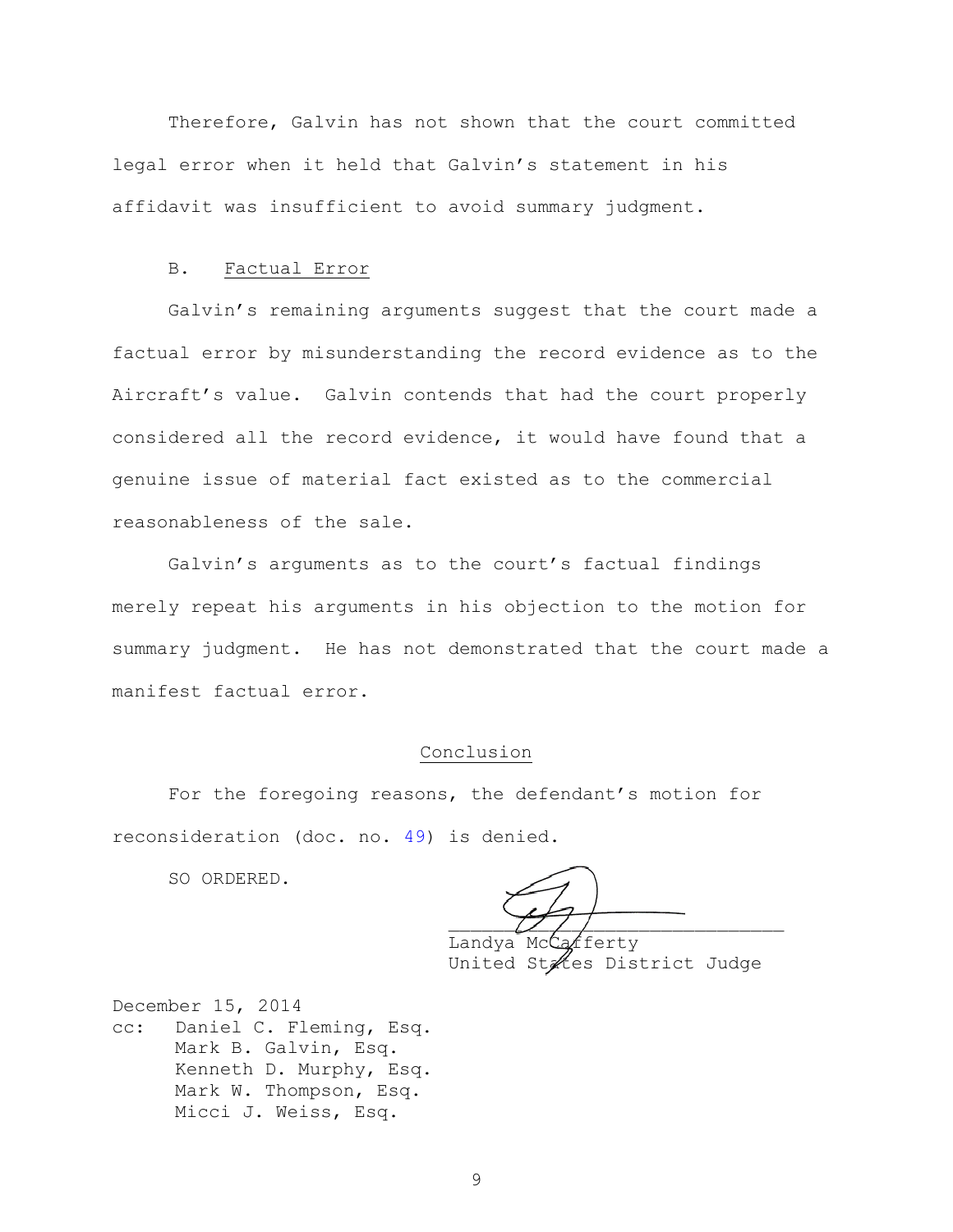Therefore, Galvin has not shown that the court committed legal error when it held that Galvin's statement in his affidavit was insufficient to avoid summary judgment.

B. Factual Error

Galvin's remaining arguments suggest that the court made a factual error by misunderstanding the record evidence as to the Aircraft's value. Galvin contends that had the court properly considered all the record evidence, it would have found that a genuine issue of material fact existed as to the commercial reasonableness of the sale.

Galvin's arguments as to the court's factual findings merely repeat his arguments in his objection to the motion for summary judgment. He has not demonstrated that the court made a manifest factual error.

## Conclusion

For the foregoing reasons, the defendant's motion for reconsideration (doc. no. 49) is denied.

SO ORDERED.

Landya McCafferty
United States District Judge

December 15, 2014

cc: Daniel C. Fleming, Esq.
Mark B. Galvin, Esq.
Kenneth D. Murphy, Esq.
Mark W. Thompson, Esq.
Micci J. Weiss, Esq.